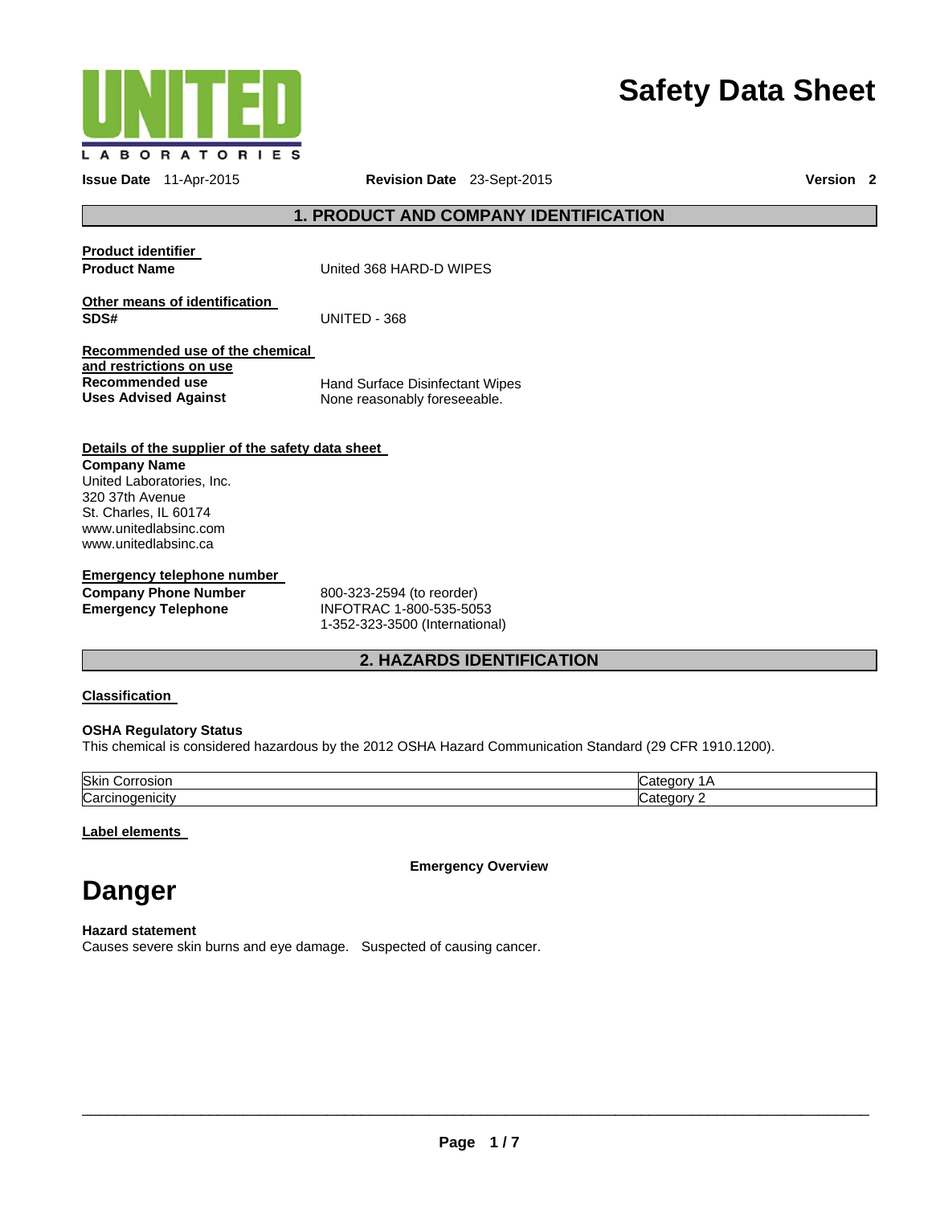# Safety Data Sheet

**Issue Date** 11-Apr-2015 **Revision Date** 23-Sept-2015 **Version** 2

## 1. PRODUCT AND COMPANY IDENTIFICATION

**Product identifier**

**Product Name** United 368 HARD-D WIPES

**Other means of identification**

**SDS#** UNITED - 368

**Recommended use of the chemical and restrictions on use**

**Recommended use** Hand Surface Disinfectant Wipes

**Uses Advised Against** None reasonably foreseeable.

**Details of the supplier of the safety data sheet**

**Company Name**
United Laboratories, Inc.
320 37th Avenue
St. Charles, IL 60174
www.unitedlabsinc.com
www.unitedlabsinc.ca

**Emergency telephone number**

**Company Phone Number** 800-323-2594 (to reorder)

**Emergency Telephone** INFOTRAC 1-800-535-5053
1-352-323-3500 (International)

## 2. HAZARDS IDENTIFICATION

**Classification**

**OSHA Regulatory Status**

This chemical is considered hazardous by the 2012 OSHA Hazard Communication Standard (29 CFR 1910.1200).

| | |
|---|---|
| Skin Corrosion | Category 1A |
| Carcinogenicity | Category 2 |

**Label elements**

**Emergency Overview**

# Danger

**Hazard statement**

Causes severe skin burns and eye damage. Suspected of causing cancer.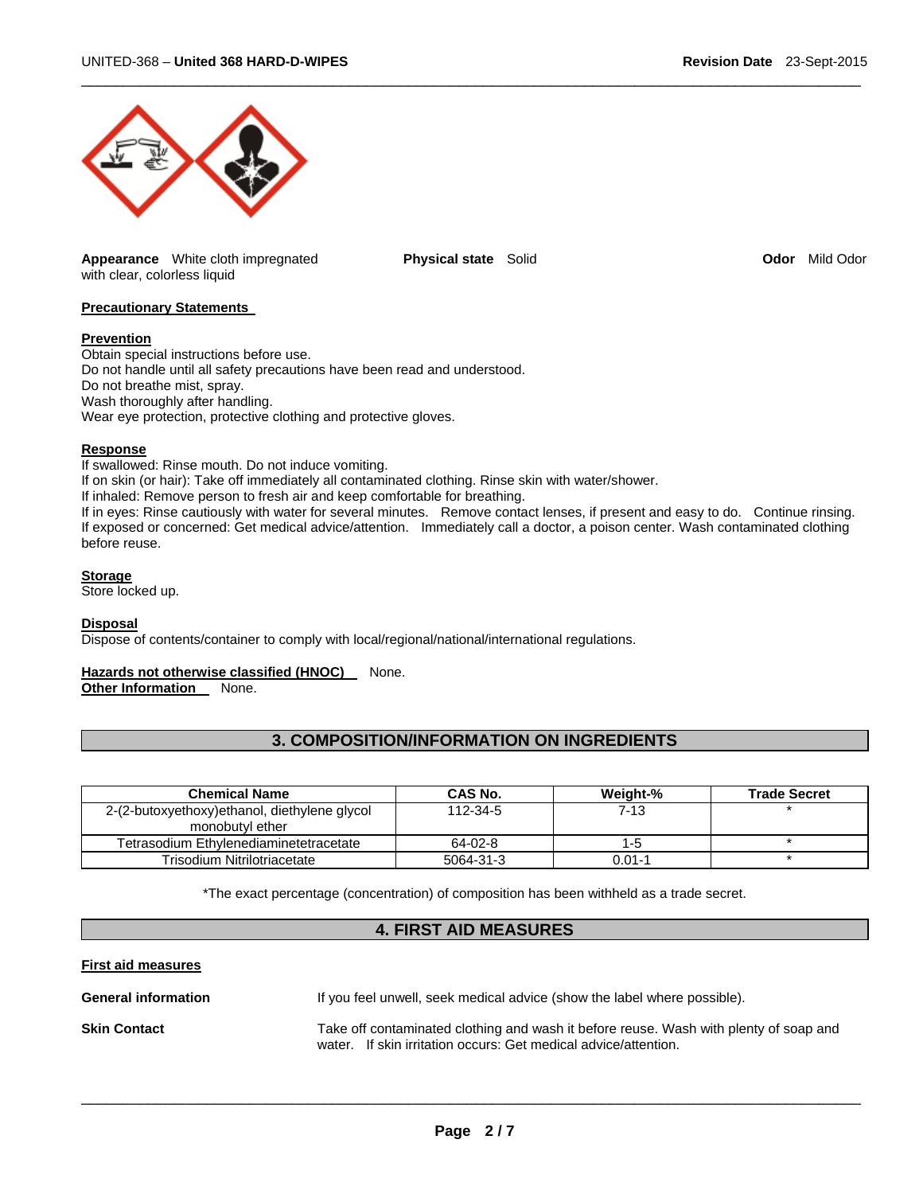**Appearance** White cloth impregnated with clear, colorless liquid

**Physical state** Solid

**Odor** Mild Odor

**Precautionary Statements**

**Prevention**
Obtain special instructions before use.
Do not handle until all safety precautions have been read and understood.
Do not breathe mist, spray.
Wash thoroughly after handling.
Wear eye protection, protective clothing and protective gloves.

**Response**
If swallowed: Rinse mouth. Do not induce vomiting.
If on skin (or hair): Take off immediately all contaminated clothing. Rinse skin with water/shower.
If inhaled: Remove person to fresh air and keep comfortable for breathing.
If in eyes: Rinse cautiously with water for several minutes. Remove contact lenses, if present and easy to do. Continue rinsing.
If exposed or concerned: Get medical advice/attention. Immediately call a doctor, a poison center. Wash contaminated clothing before reuse.

**Storage**
Store locked up.

**Disposal**
Dispose of contents/container to comply with local/regional/national/international regulations.

**Hazards not otherwise classified (HNOC)** None.
**Other Information** None.

## 3. COMPOSITION/INFORMATION ON INGREDIENTS

| Chemical Name | CAS No. | Weight-% | Trade Secret |
|---|---|---|---|
| 2-(2-butoxyethoxy)ethanol, diethylene glycol monobutyl ether | 112-34-5 | 7-13 | * |
| Tetrasodium Ethylenediaminetetracetate | 64-02-8 | 1-5 | * |
| Trisodium Nitrilotriacetate | 5064-31-3 | 0.01-1 | * |

*The exact percentage (concentration) of composition has been withheld as a trade secret.

## 4. FIRST AID MEASURES

**First aid measures**

**General information** If you feel unwell, seek medical advice (show the label where possible).

**Skin Contact** Take off contaminated clothing and wash it before reuse. Wash with plenty of soap and water. If skin irritation occurs: Get medical advice/attention.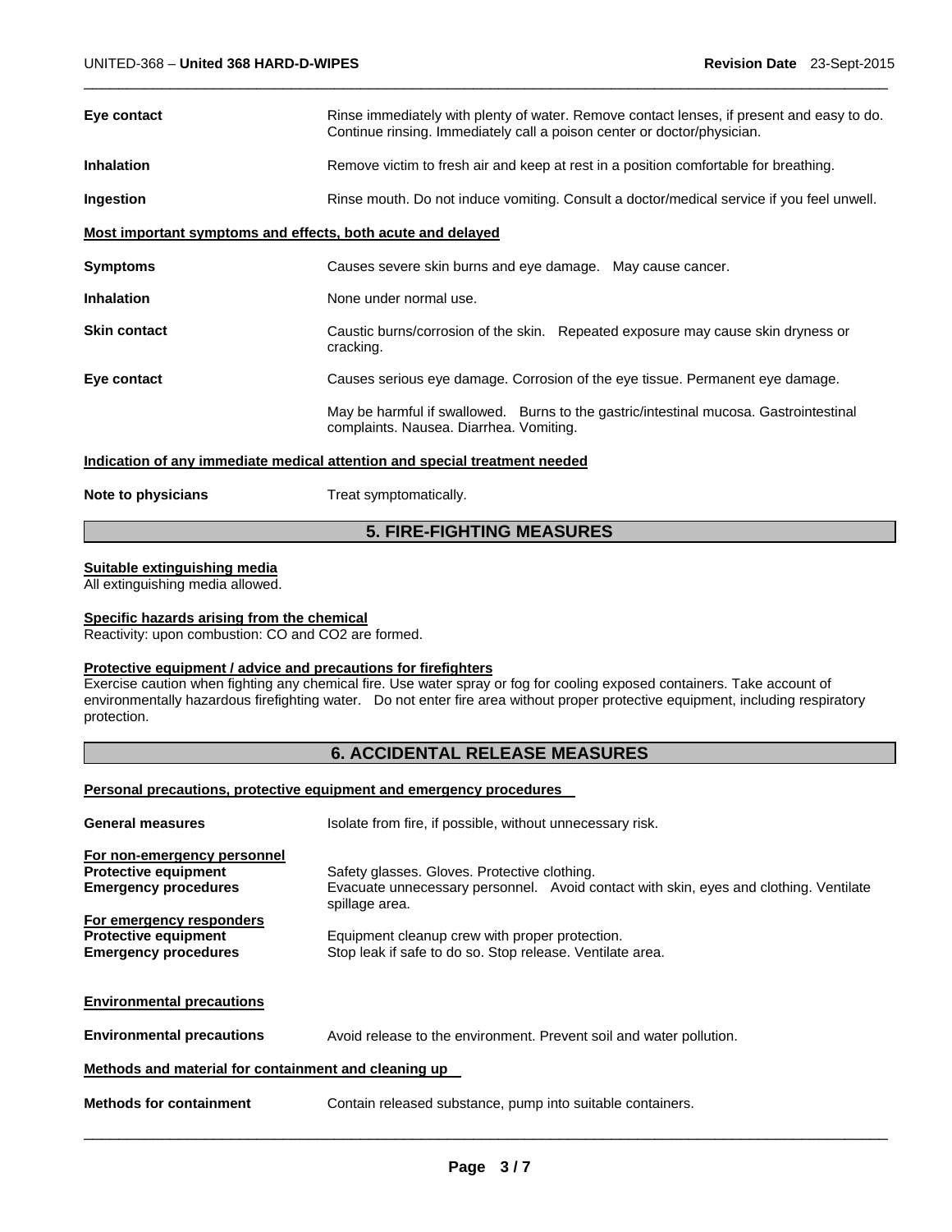**Eye contact** — Rinse immediately with plenty of water. Remove contact lenses, if present and easy to do. Continue rinsing. Immediately call a poison center or doctor/physician.

**Inhalation** — Remove victim to fresh air and keep at rest in a position comfortable for breathing.

**Ingestion** — Rinse mouth. Do not induce vomiting. Consult a doctor/medical service if you feel unwell.

### Most important symptoms and effects, both acute and delayed

**Symptoms** — Causes severe skin burns and eye damage. May cause cancer.

**Inhalation** — None under normal use.

**Skin contact** — Caustic burns/corrosion of the skin. Repeated exposure may cause skin dryness or cracking.

**Eye contact** — Causes serious eye damage. Corrosion of the eye tissue. Permanent eye damage.

May be harmful if swallowed. Burns to the gastric/intestinal mucosa. Gastrointestinal complaints. Nausea. Diarrhea. Vomiting.

### Indication of any immediate medical attention and special treatment needed

**Note to physicians** — Treat symptomatically.

## 5. FIRE-FIGHTING MEASURES

### Suitable extinguishing media

All extinguishing media allowed.

### Specific hazards arising from the chemical

Reactivity: upon combustion: CO and $CO_2$ are formed.

### Protective equipment / advice and precautions for firefighters

Exercise caution when fighting any chemical fire. Use water spray or fog for cooling exposed containers. Take account of environmentally hazardous firefighting water. Do not enter fire area without proper protective equipment, including respiratory protection.

## 6. ACCIDENTAL RELEASE MEASURES

### Personal precautions, protective equipment and emergency procedures

**General measures** — Isolate from fire, if possible, without unnecessary risk.

**For non-emergency personnel**

**Protective equipment** — Safety glasses. Gloves. Protective clothing.

**Emergency procedures** — Evacuate unnecessary personnel. Avoid contact with skin, eyes and clothing. Ventilate spillage area.

**For emergency responders**

**Protective equipment** — Equipment cleanup crew with proper protection.

**Emergency procedures** — Stop leak if safe to do so. Stop release. Ventilate area.

### Environmental precautions

**Environmental precautions** — Avoid release to the environment. Prevent soil and water pollution.

### Methods and material for containment and cleaning up

**Methods for containment** — Contain released substance, pump into suitable containers.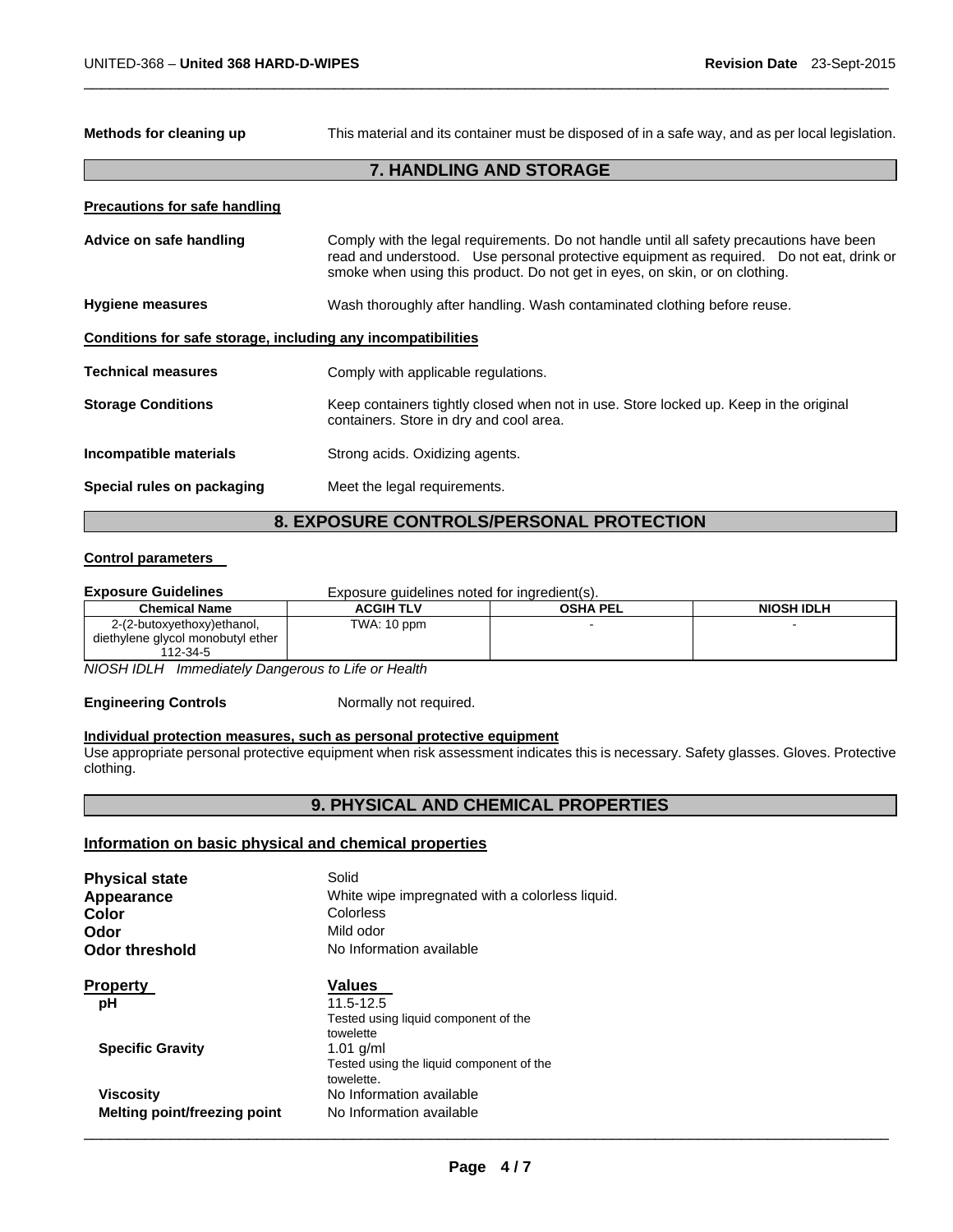**Methods for cleaning up** This material and its container must be disposed of in a safe way, and as per local legislation.

## 7. HANDLING AND STORAGE

**Precautions for safe handling**

**Advice on safe handling** Comply with the legal requirements. Do not handle until all safety precautions have been read and understood. Use personal protective equipment as required. Do not eat, drink or smoke when using this product. Do not get in eyes, on skin, or on clothing.

**Hygiene measures** Wash thoroughly after handling. Wash contaminated clothing before reuse.

**Conditions for safe storage, including any incompatibilities**

**Technical measures** Comply with applicable regulations.

**Storage Conditions** Keep containers tightly closed when not in use. Store locked up. Keep in the original containers. Store in dry and cool area.

**Incompatible materials** Strong acids. Oxidizing agents.

**Special rules on packaging** Meet the legal requirements.

## 8. EXPOSURE CONTROLS/PERSONAL PROTECTION

**Control parameters**

**Exposure Guidelines** Exposure guidelines noted for ingredient(s).

| Chemical Name | ACGIH TLV | OSHA PEL | NIOSH IDLH |
|---|---|---|---|
| 2-(2-butoxyethoxy)ethanol, diethylene glycol monobutyl ether 112-34-5 | TWA: 10 ppm | - | - |

*NIOSH IDLH Immediately Dangerous to Life or Health*

**Engineering Controls** Normally not required.

**Individual protection measures, such as personal protective equipment**

Use appropriate personal protective equipment when risk assessment indicates this is necessary. Safety glasses. Gloves. Protective clothing.

## 9. PHYSICAL AND CHEMICAL PROPERTIES

**Information on basic physical and chemical properties**

**Physical state** Solid
**Appearance** White wipe impregnated with a colorless liquid.
**Color** Colorless
**Odor** Mild odor
**Odor threshold** No Information available

| Property | Values |
|---|---|
| pH | 11.5-12.5 Tested using liquid component of the towelette |
| Specific Gravity | 1.01 g/ml Tested using the liquid component of the towelette. |
| Viscosity | No Information available |
| Melting point/freezing point | No Information available |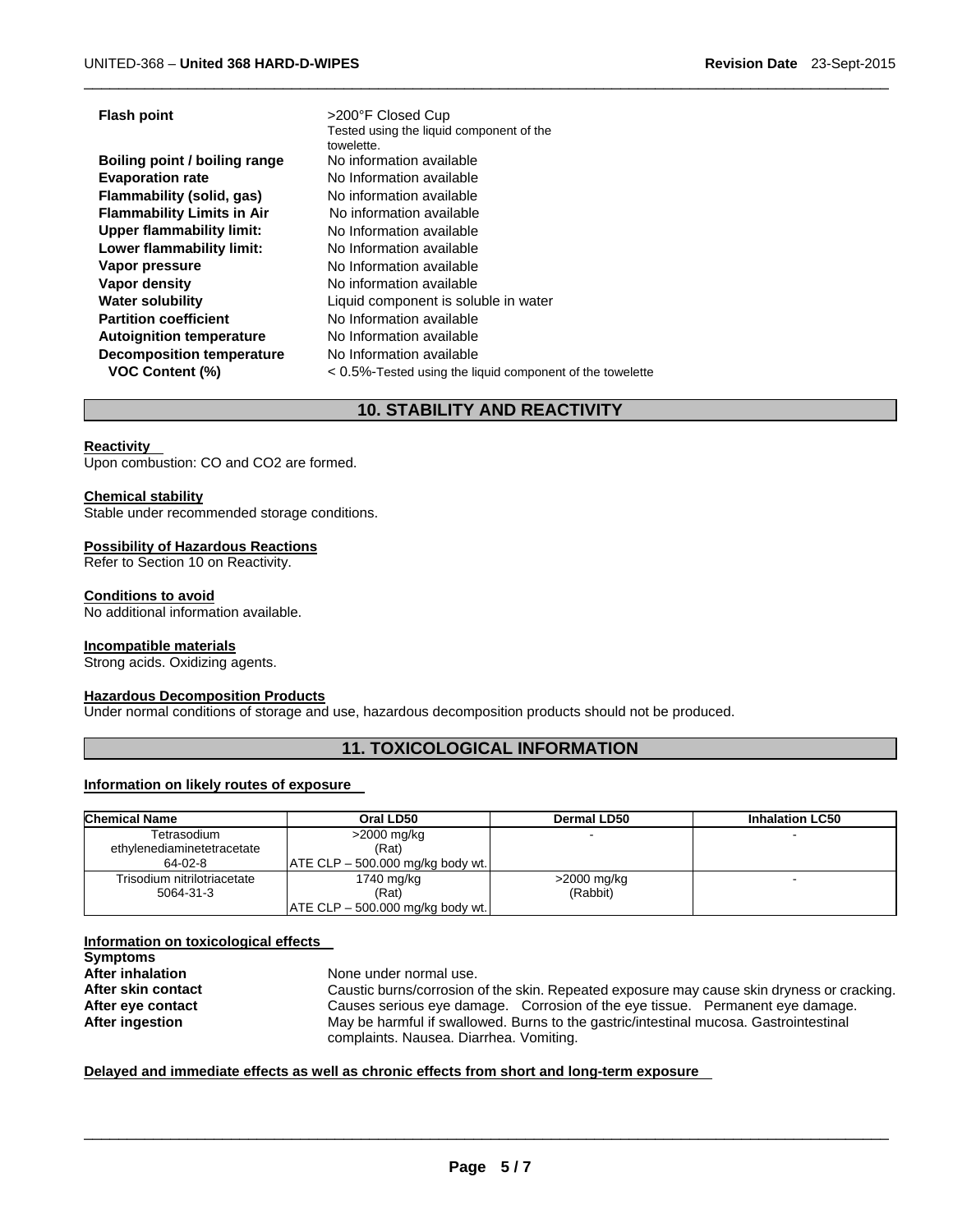| | |
|---|---|
| **Flash point** | >200°F Closed Cup<br>Tested using the liquid component of the towelette. |
| **Boiling point / boiling range** | No information available |
| **Evaporation rate** | No Information available |
| **Flammability (solid, gas)** | No information available |
| **Flammability Limits in Air** | No information available |
| **Upper flammability limit:** | No Information available |
| **Lower flammability limit:** | No Information available |
| **Vapor pressure** | No Information available |
| **Vapor density** | No information available |
| **Water solubility** | Liquid component is soluble in water |
| **Partition coefficient** | No Information available |
| **Autoignition temperature** | No Information available |
| **Decomposition temperature** | No Information available |
| **VOC Content (%)** | < 0.5%-Tested using the liquid component of the towelette |

## 10. STABILITY AND REACTIVITY

**Reactivity**
Upon combustion: CO and CO2 are formed.

**Chemical stability**
Stable under recommended storage conditions.

**Possibility of Hazardous Reactions**
Refer to Section 10 on Reactivity.

**Conditions to avoid**
No additional information available.

**Incompatible materials**
Strong acids. Oxidizing agents.

**Hazardous Decomposition Products**
Under normal conditions of storage and use, hazardous decomposition products should not be produced.

## 11. TOXICOLOGICAL INFORMATION

**Information on likely routes of exposure**

| Chemical Name | Oral LD50 | Dermal LD50 | Inhalation LC50 |
|---|---|---|---|
| Tetrasodium ethylenediaminetetracetate<br>64-02-8 | >2000 mg/kg<br>(Rat)<br>ATE CLP – 500.000 mg/kg body wt. | - | - |
| Trisodium nitrilotriacetate<br>5064-31-3 | 1740 mg/kg<br>(Rat)<br>ATE CLP – 500.000 mg/kg body wt. | >2000 mg/kg<br>(Rabbit) | - |

**Information on toxicological effects**

**Symptoms**

| | |
|---|---|
| **After inhalation** | None under normal use. |
| **After skin contact** | Caustic burns/corrosion of the skin. Repeated exposure may cause skin dryness or cracking. |
| **After eye contact** | Causes serious eye damage. Corrosion of the eye tissue. Permanent eye damage. |
| **After ingestion** | May be harmful if swallowed. Burns to the gastric/intestinal mucosa. Gastrointestinal complaints. Nausea. Diarrhea. Vomiting. |

**Delayed and immediate effects as well as chronic effects from short and long-term exposure**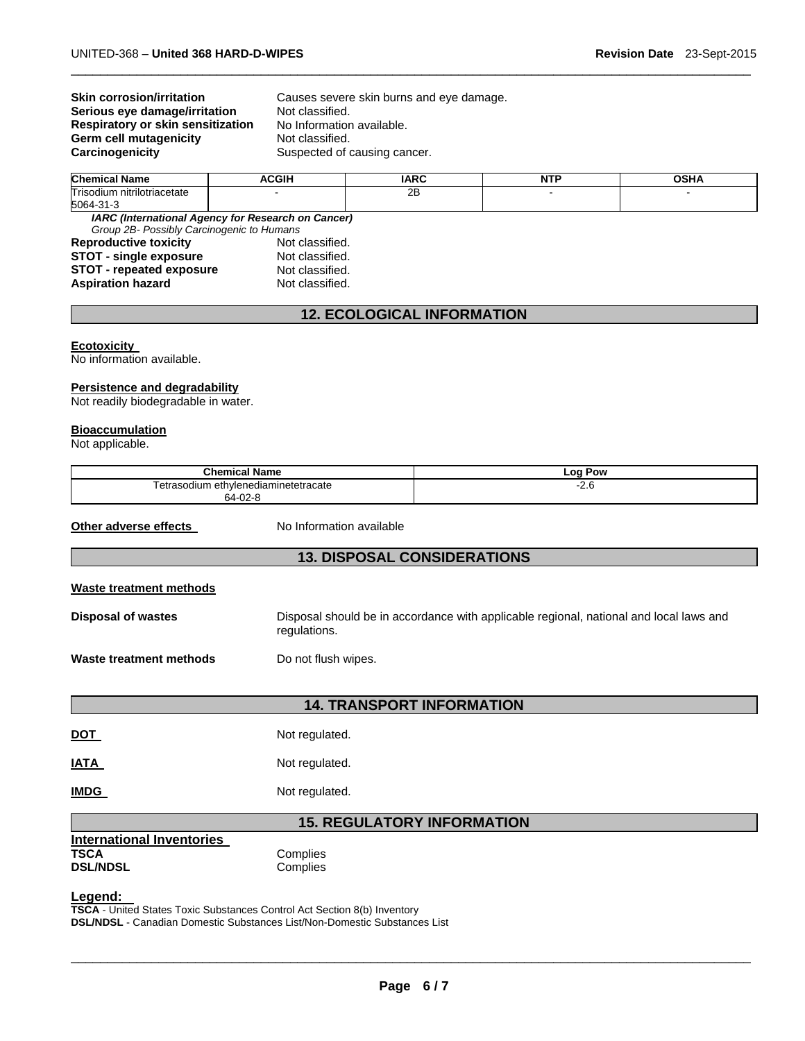**Skin corrosion/irritation** Causes severe skin burns and eye damage.
**Serious eye damage/irritation** Not classified.
**Respiratory or skin sensitization** No Information available.
**Germ cell mutagenicity** Not classified.
**Carcinogenicity** Suspected of causing cancer.

| Chemical Name | ACGIH | IARC | NTP | OSHA |
|---|---|---|---|---|
| Trisodium nitrilotriacetate 5064-31-3 | - | 2B | - | - |

***IARC (International Agency for Research on Cancer)***
*Group 2B- Possibly Carcinogenic to Humans*

**Reproductive toxicity** Not classified.
**STOT - single exposure** Not classified.
**STOT - repeated exposure** Not classified.
**Aspiration hazard** Not classified.

## 12. ECOLOGICAL INFORMATION

**Ecotoxicity**
No information available.

**Persistence and degradability**
Not readily biodegradable in water.

**Bioaccumulation**
Not applicable.

| Chemical Name | Log Pow |
|---|---|
| Tetrasodium ethylenediaminetetracate 64-02-8 | -2.6 |

**Other adverse effects** No Information available

## 13. DISPOSAL CONSIDERATIONS

**Waste treatment methods**

**Disposal of wastes** Disposal should be in accordance with applicable regional, national and local laws and regulations.

**Waste treatment methods** Do not flush wipes.

## 14. TRANSPORT INFORMATION

**DOT** Not regulated.

**IATA** Not regulated.

**IMDG** Not regulated.

## 15. REGULATORY INFORMATION

**International Inventories**
**TSCA** Complies
**DSL/NDSL** Complies

**Legend:**
**TSCA** - United States Toxic Substances Control Act Section 8(b) Inventory
**DSL/NDSL** - Canadian Domestic Substances List/Non-Domestic Substances List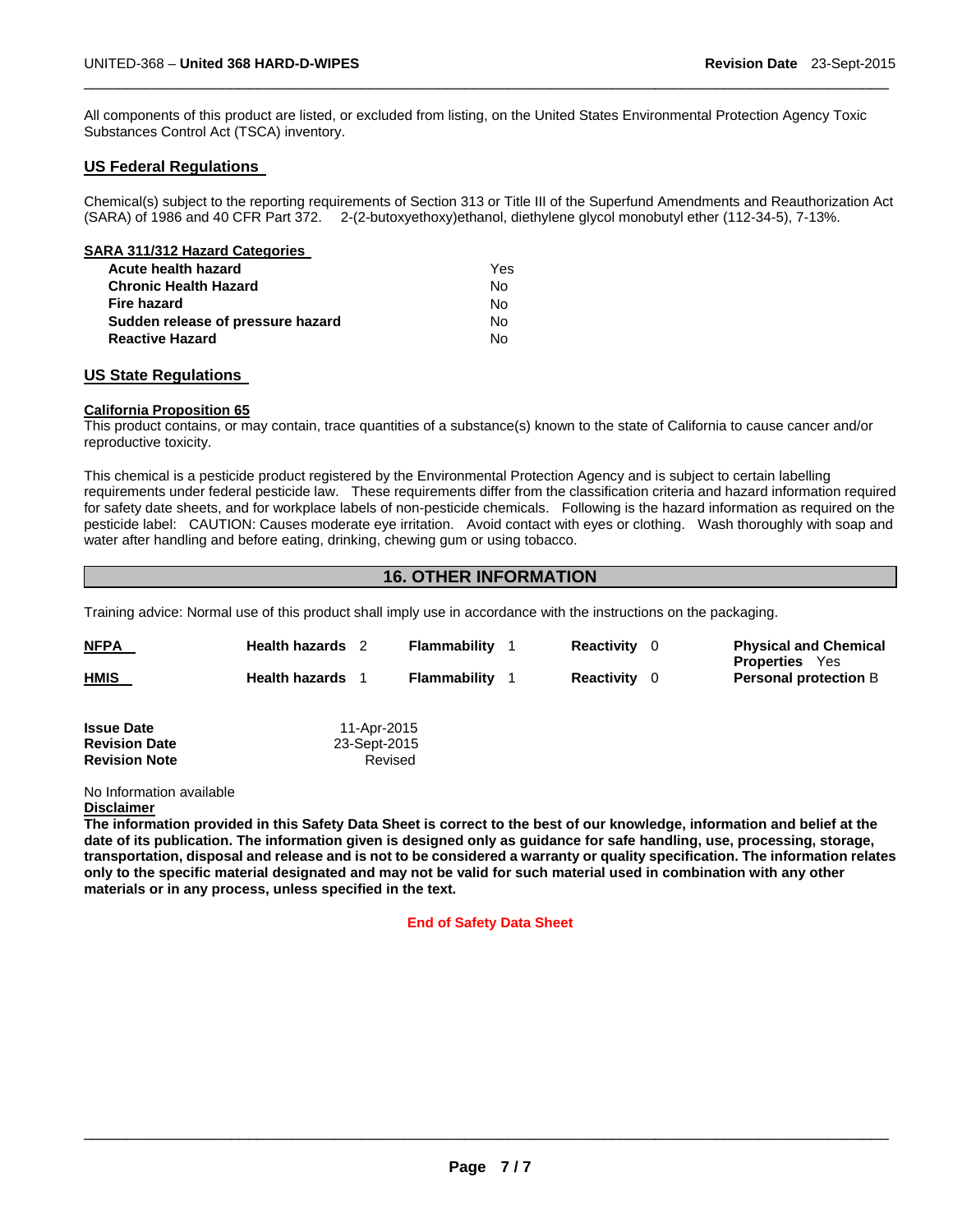All components of this product are listed, or excluded from listing, on the United States Environmental Protection Agency Toxic Substances Control Act (TSCA) inventory.

## US Federal Regulations

Chemical(s) subject to the reporting requirements of Section 313 or Title III of the Superfund Amendments and Reauthorization Act (SARA) of 1986 and 40 CFR Part 372. 2-(2-butoxyethoxy)ethanol, diethylene glycol monobutyl ether (112-34-5), 7-13%.

### SARA 311/312 Hazard Categories

| | |
|---|---|
| **Acute health hazard** | Yes |
| **Chronic Health Hazard** | No |
| **Fire hazard** | No |
| **Sudden release of pressure hazard** | No |
| **Reactive Hazard** | No |

## US State Regulations

### California Proposition 65

This product contains, or may contain, trace quantities of a substance(s) known to the state of California to cause cancer and/or reproductive toxicity.

This chemical is a pesticide product registered by the Environmental Protection Agency and is subject to certain labelling requirements under federal pesticide law. These requirements differ from the classification criteria and hazard information required for safety date sheets, and for workplace labels of non-pesticide chemicals. Following is the hazard information as required on the pesticide label: CAUTION: Causes moderate eye irritation. Avoid contact with eyes or clothing. Wash thoroughly with soap and water after handling and before eating, drinking, chewing gum or using tobacco.

# 16. OTHER INFORMATION

Training advice: Normal use of this product shall imply use in accordance with the instructions on the packaging.

| | | | | |
|---|---|---|---|---|
| **NFPA** | **Health hazards** 2 | **Flammability** 1 | **Reactivity** 0 | **Physical and Chemical Properties** Yes |
| **HMIS** | **Health hazards** 1 | **Flammability** 1 | **Reactivity** 0 | **Personal protection** B |

| | |
|---|---|
| **Issue Date** | 11-Apr-2015 |
| **Revision Date** | 23-Sept-2015 |
| **Revision Note** | Revised |

No Information available

**Disclaimer**

**The information provided in this Safety Data Sheet is correct to the best of our knowledge, information and belief at the date of its publication. The information given is designed only as guidance for safe handling, use, processing, storage, transportation, disposal and release and is not to be considered a warranty or quality specification. The information relates only to the specific material designated and may not be valid for such material used in combination with any other materials or in any process, unless specified in the text.**

**End of Safety Data Sheet**